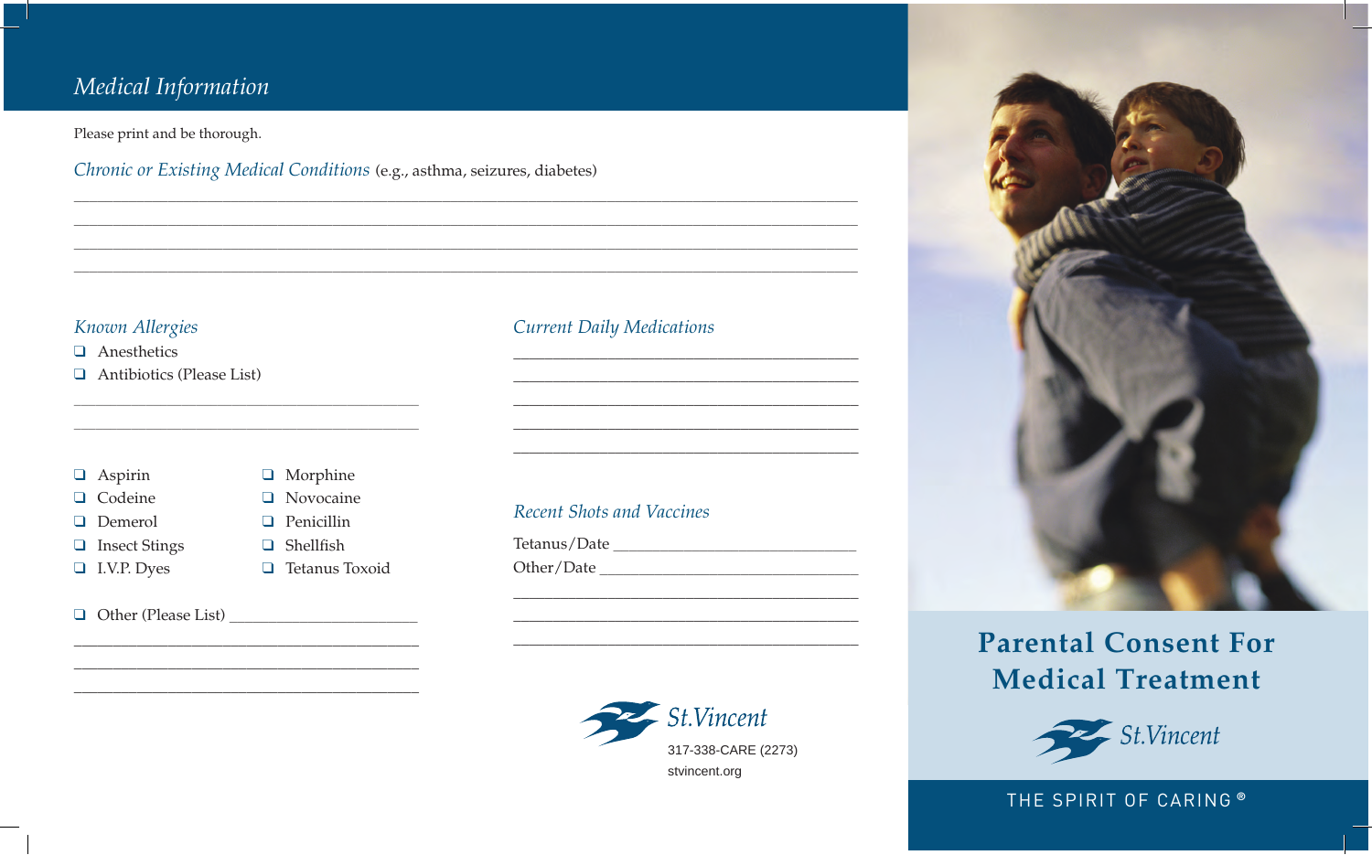## *Medical Information*

Please print and be thorough.

*Chronic or Existing Medical Conditions* (e.g., asthma, seizures, diabetes)

\_\_\_\_\_\_\_\_\_\_\_\_\_\_\_\_\_\_\_\_\_\_\_\_\_\_\_\_\_\_\_\_\_\_\_\_\_\_\_\_\_\_\_\_\_\_\_\_\_\_\_\_\_\_\_\_\_\_\_\_

\_\_\_\_\_\_\_\_\_\_\_\_\_\_\_\_\_\_\_\_\_\_\_\_\_\_\_\_\_\_\_\_\_\_\_\_\_\_\_\_\_\_\_\_\_\_\_\_\_\_\_\_\_\_\_\_\_\_\_\_

\_\_\_\_\_\_\_\_\_\_\_\_\_\_\_\_\_\_\_\_\_\_\_\_\_\_\_\_\_\_\_\_\_\_\_\_\_\_\_\_\_\_\_\_\_\_\_\_\_\_\_\_\_\_\_\_\_\_\_\_

\_\_\_\_\_\_\_\_\_\_\_\_\_\_\_\_\_\_\_\_\_\_\_\_\_\_\_\_\_\_\_\_\_\_\_\_\_\_\_\_\_\_\_\_\_\_\_\_\_\_\_\_\_\_\_\_\_\_\_\_

### *Known Allergies*

- ❑ Anesthetics
- ❑ Antibiotics (Please List)

\_\_\_\_\_\_\_\_\_\_\_\_\_\_\_\_\_\_\_\_\_\_\_\_\_\_\_\_\_\_\_\_\_\_\_\_\_\_\_\_

\_\_\_\_\_\_\_\_\_\_\_\_\_\_\_\_\_\_\_\_\_\_\_\_\_\_\_\_\_\_\_\_\_\_\_\_\_\_\_\_

- ❑ Aspirin
- ❑ Codeine
- ❑ Demerol
- ❑ Insect Stings
- ❑ I.V.P. Dyes
- ❑ Morphine
- ❑ Novocaine
- ❑ Penicillin
- ❑ Shellfish
- ❑ Tetanus Toxoid

- ❑ Other (Please List) \_\_\_\_\_\_\_\_\_\_\_\_\_\_\_\_\_\_\_\_\_\_\_\_

\_\_\_\_\_\_\_\_\_\_\_\_\_\_\_\_\_\_\_\_\_\_\_\_\_\_\_\_\_\_\_\_\_\_\_\_\_\_\_\_

\_\_\_\_\_\_\_\_\_\_\_\_\_\_\_\_\_\_\_\_\_\_\_\_\_\_\_\_\_\_\_\_\_\_\_\_\_\_\_\_

\_\_\_\_\_\_\_\_\_\_\_\_\_\_\_\_\_\_\_\_\_\_\_\_\_\_\_\_\_\_\_\_\_\_\_\_\_\_\_\_

### *Current Daily Medications*

\_\_\_\_\_\_\_\_\_\_\_\_\_\_\_\_\_\_\_\_\_\_\_\_\_\_\_\_\_\_\_\_\_\_\_\_\_\_\_\_

\_\_\_\_\_\_\_\_\_\_\_\_\_\_\_\_\_\_\_\_\_\_\_\_\_\_\_\_\_\_\_\_\_\_\_\_\_\_\_\_

\_\_\_\_\_\_\_\_\_\_\_\_\_\_\_\_\_\_\_\_\_\_\_\_\_\_\_\_\_\_\_\_\_\_\_\_\_\_\_\_

\_\_\_\_\_\_\_\_\_\_\_\_\_\_\_\_\_\_\_\_\_\_\_\_\_\_\_\_\_\_\_\_\_\_\_\_\_\_\_\_

\_\_\_\_\_\_\_\_\_\_\_\_\_\_\_\_\_\_\_\_\_\_\_\_\_\_\_\_\_\_\_\_\_\_\_\_\_\_\_\_

### *Recent Shots and Vaccines*

Tetanus/Date \_\_\_\_\_\_\_\_\_\_\_\_\_\_\_\_\_\_\_\_\_\_\_\_\_\_\_\_\_

Other/Date \_\_\_\_\_\_\_\_\_\_\_\_\_\_\_\_\_\_\_\_\_\_\_\_\_\_\_\_\_\_

\_\_\_\_\_\_\_\_\_\_\_\_\_\_\_\_\_\_\_\_\_\_\_\_\_\_\_\_\_\_\_\_\_\_\_\_\_\_\_\_

\_\_\_\_\_\_\_\_\_\_\_\_\_\_\_\_\_\_\_\_\_\_\_\_\_\_\_\_\_\_\_\_\_\_\_\_\_\_\_\_

\_\_\_\_\_\_\_\_\_\_\_\_\_\_\_\_\_\_\_\_\_\_\_\_\_\_\_\_\_\_\_\_\_\_\_\_\_\_\_\_

St.Vincent
317-338-CARE (2273)
stvincent.org

# Parental Consent For Medical Treatment

St.Vincent

THE SPIRIT OF CARING®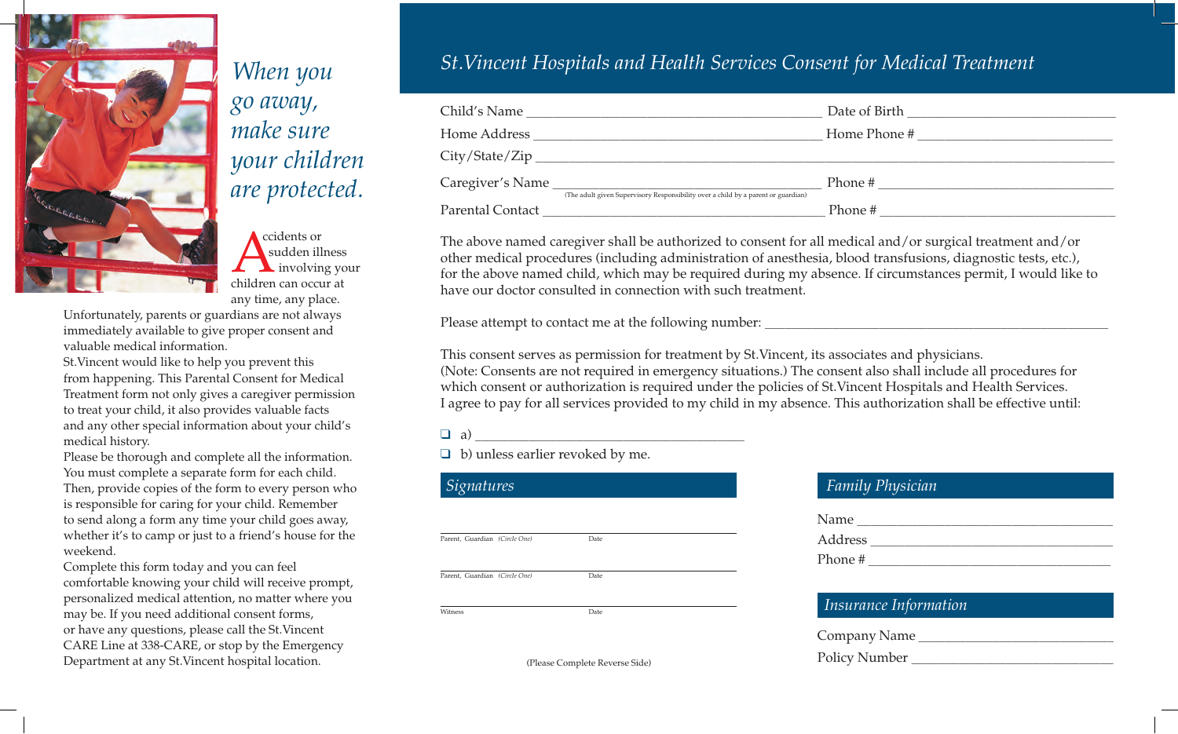*When you go away, make sure your children are protected.*

Accidents or sudden illness involving your children can occur at any time, any place. Unfortunately, parents or guardians are not always immediately available to give proper consent and valuable medical information.

St.Vincent would like to help you prevent this from happening. This Parental Consent for Medical Treatment form not only gives a caregiver permission to treat your child, it also provides valuable facts and any other special information about your child's medical history.

Please be thorough and complete all the information. You must complete a separate form for each child. Then, provide copies of the form to every person who is responsible for caring for your child. Remember to send along a form any time your child goes away, whether it's to camp or just to a friend's house for the weekend.

Complete this form today and you can feel comfortable knowing your child will receive prompt, personalized medical attention, no matter where you may be. If you need additional consent forms, or have any questions, please call the St.Vincent CARE Line at 338-CARE, or stop by the Emergency Department at any St.Vincent hospital location.

# St.Vincent Hospitals and Health Services Consent for Medical Treatment

Child's Name ______________________ Date of Birth ______________________

Home Address ______________________ Home Phone # ______________________

City/State/Zip ______________________

Caregiver's Name ______________________ Phone # ______________________
(The adult given Supervisory Responsibility over a child by a parent or guardian)

Parental Contact ______________________ Phone # ______________________

The above named caregiver shall be authorized to consent for all medical and/or surgical treatment and/or other medical procedures (including administration of anesthesia, blood transfusions, diagnostic tests, etc.), for the above named child, which may be required during my absence. If circumstances permit, I would like to have our doctor consulted in connection with such treatment.

Please attempt to contact me at the following number: ______________________

This consent serves as permission for treatment by St.Vincent, its associates and physicians.
(Note: Consents are not required in emergency situations.) The consent also shall include all procedures for which consent or authorization is required under the policies of St.Vincent Hospitals and Health Services.
I agree to pay for all services provided to my child in my absence. This authorization shall be effective until:

- ❑ a) ______________________
- ❑ b) unless earlier revoked by me.

## Signatures

______________________
Parent, Guardian *(Circle One)* Date

______________________
Parent, Guardian *(Circle One)* Date

______________________
Witness Date

(Please Complete Reverse Side)

## Family Physician

Name ______________________

Address ______________________

Phone # ______________________

## Insurance Information

Company Name ______________________

Policy Number ______________________